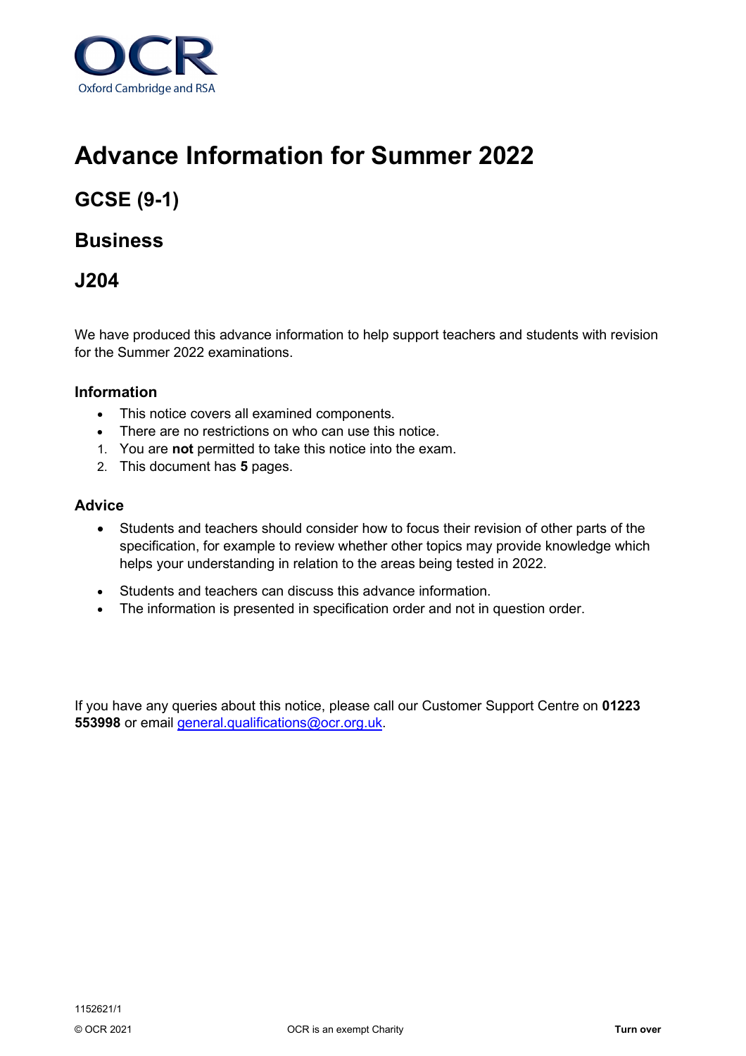# Advance Information for Summer 2022

## GCSE (9-1)

## Business

## J204

We have produced this advance information to help support teachers and students with revision for the Summer 2022 examinations.

### Information

- This notice covers all examined components.
- There are no restrictions on who can use this notice.

1. You are **not** permitted to take this notice into the exam.
2. This document has **5** pages.

### Advice

- Students and teachers should consider how to focus their revision of other parts of the specification, for example to review whether other topics may provide knowledge which helps your understanding in relation to the areas being tested in 2022.
- Students and teachers can discuss this advance information.
- The information is presented in specification order and not in question order.

If you have any queries about this notice, please call our Customer Support Centre on **01223 553998** or email general.qualifications@ocr.org.uk.

1152621/1

© OCR 2021

OCR is an exempt Charity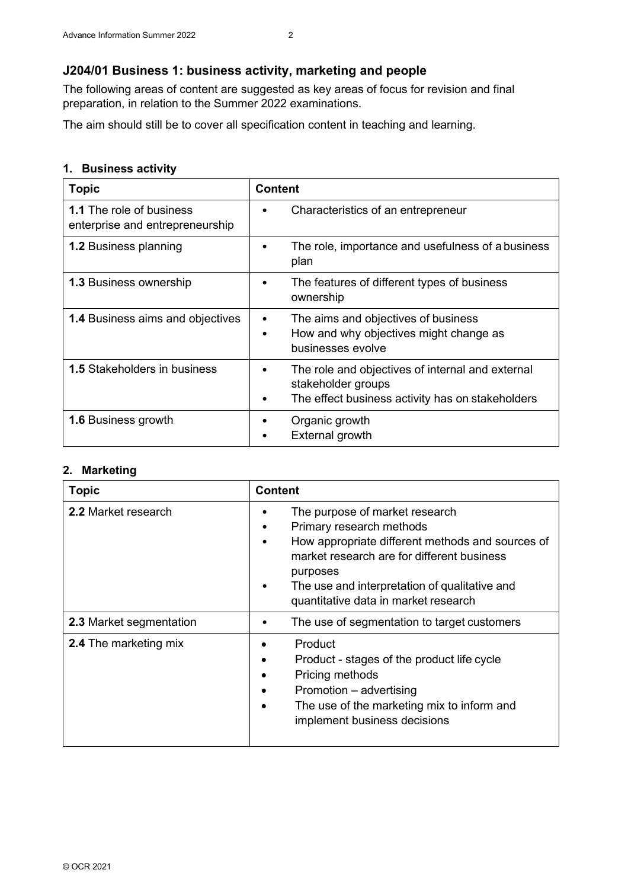## J204/01 Business 1: business activity, marketing and people

The following areas of content are suggested as key areas of focus for revision and final preparation, in relation to the Summer 2022 examinations.

The aim should still be to cover all specification content in teaching and learning.

### 1. Business activity

| Topic | Content |
|---|---|
| **1.1** The role of business enterprise and entrepreneurship | • Characteristics of an entrepreneur |
| **1.2** Business planning | • The role, importance and usefulness of a business plan |
| **1.3** Business ownership | • The features of different types of business ownership |
| **1.4** Business aims and objectives | • The aims and objectives of business<br>• How and why objectives might change as businesses evolve |
| **1.5** Stakeholders in business | • The role and objectives of internal and external stakeholder groups<br>• The effect business activity has on stakeholders |
| **1.6** Business growth | • Organic growth<br>• External growth |

### 2. Marketing

| Topic | Content |
|---|---|
| **2.2** Market research | • The purpose of market research<br>• Primary research methods<br>• How appropriate different methods and sources of market research are for different business purposes<br>• The use and interpretation of qualitative and quantitative data in market research |
| **2.3** Market segmentation | • The use of segmentation to target customers |
| **2.4** The marketing mix | • Product<br>• Product - stages of the product life cycle<br>• Pricing methods<br>• Promotion – advertising<br>• The use of the marketing mix to inform and implement business decisions |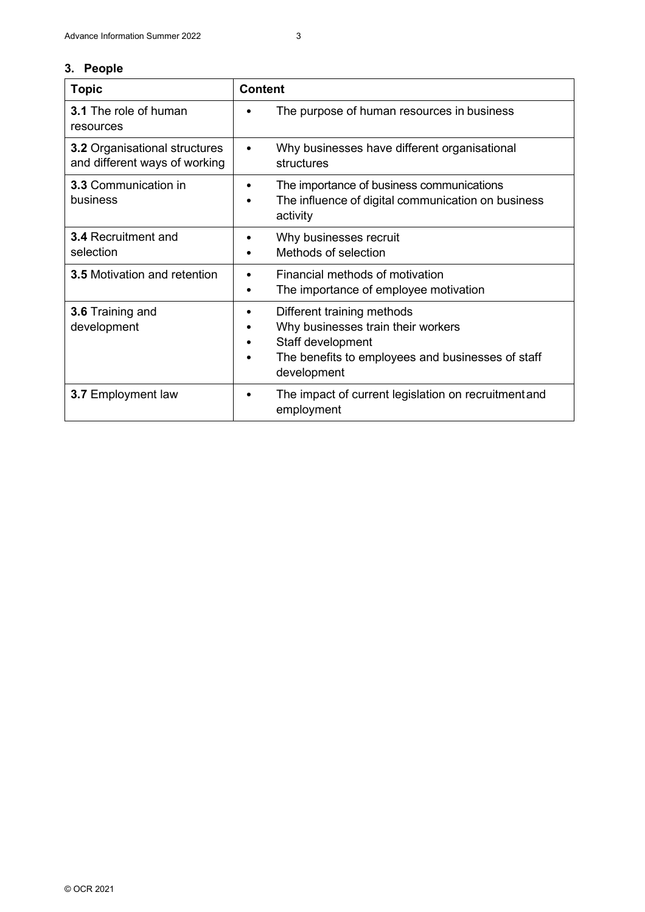## 3. People

| Topic | Content |
| --- | --- |
| **3.1** The role of human resources | • The purpose of human resources in business |
| **3.2** Organisational structures and different ways of working | • Why businesses have different organisational structures |
| **3.3** Communication in business | • The importance of business communications<br>• The influence of digital communication on business activity |
| **3.4** Recruitment and selection | • Why businesses recruit<br>• Methods of selection |
| **3.5** Motivation and retention | • Financial methods of motivation<br>• The importance of employee motivation |
| **3.6** Training and development | • Different training methods<br>• Why businesses train their workers<br>• Staff development<br>• The benefits to employees and businesses of staff development |
| **3.7** Employment law | • The impact of current legislation on recruitment and employment |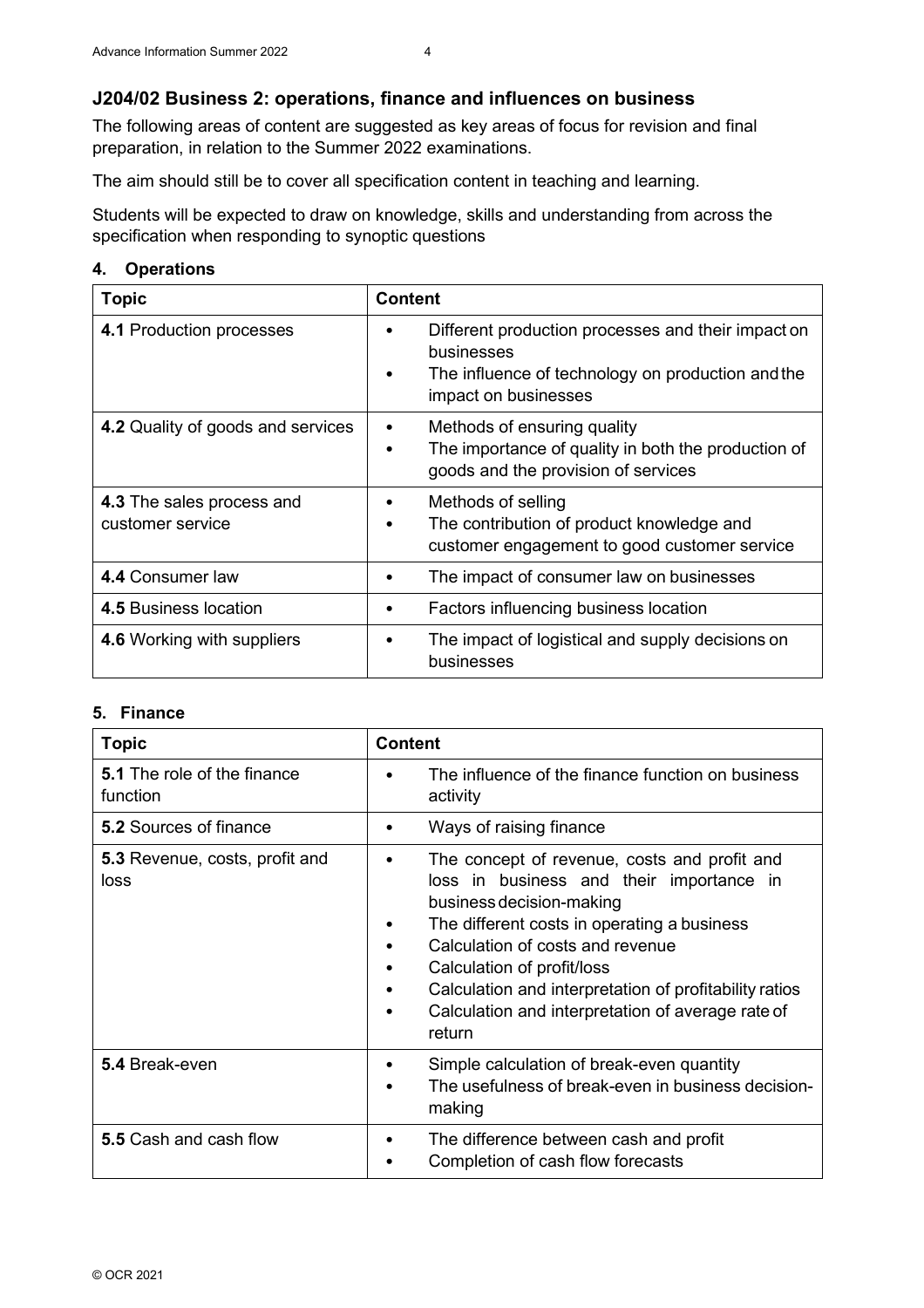## J204/02 Business 2: operations, finance and influences on business

The following areas of content are suggested as key areas of focus for revision and final preparation, in relation to the Summer 2022 examinations.

The aim should still be to cover all specification content in teaching and learning.

Students will be expected to draw on knowledge, skills and understanding from across the specification when responding to synoptic questions

### 4. Operations

| Topic | Content |
|---|---|
| **4.1** Production processes | • Different production processes and their impact on businesses<br>• The influence of technology on production and the impact on businesses |
| **4.2** Quality of goods and services | • Methods of ensuring quality<br>• The importance of quality in both the production of goods and the provision of services |
| **4.3** The sales process and customer service | • Methods of selling<br>• The contribution of product knowledge and customer engagement to good customer service |
| **4.4** Consumer law | • The impact of consumer law on businesses |
| **4.5** Business location | • Factors influencing business location |
| **4.6** Working with suppliers | • The impact of logistical and supply decisions on businesses |

### 5. Finance

| Topic | Content |
|---|---|
| **5.1** The role of the finance function | • The influence of the finance function on business activity |
| **5.2** Sources of finance | • Ways of raising finance |
| **5.3** Revenue, costs, profit and loss | • The concept of revenue, costs and profit and loss in business and their importance in business decision-making<br>• The different costs in operating a business<br>• Calculation of costs and revenue<br>• Calculation of profit/loss<br>• Calculation and interpretation of profitability ratios<br>• Calculation and interpretation of average rate of return |
| **5.4** Break-even | • Simple calculation of break-even quantity<br>• The usefulness of break-even in business decision-making |
| **5.5** Cash and cash flow | • The difference between cash and profit<br>• Completion of cash flow forecasts |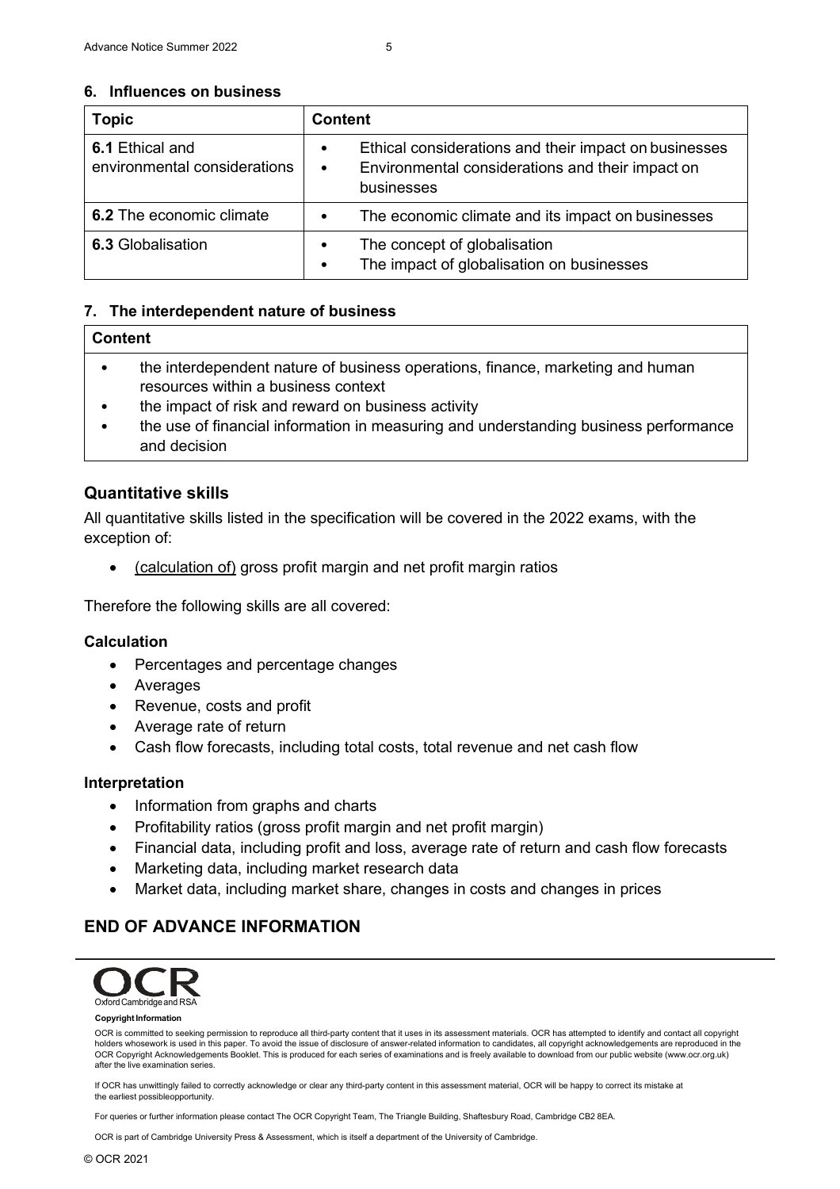### 6. Influences on business

| Topic | Content |
| --- | --- |
| **6.1** Ethical and environmental considerations | • Ethical considerations and their impact on businesses<br>• Environmental considerations and their impact on businesses |
| **6.2** The economic climate | • The economic climate and its impact on businesses |
| **6.3** Globalisation | • The concept of globalisation<br>• The impact of globalisation on businesses |

### 7. The interdependent nature of business

| Content |
| --- |
| • the interdependent nature of business operations, finance, marketing and human resources within a business context<br>• the impact of risk and reward on business activity<br>• the use of financial information in measuring and understanding business performance and decision |

## Quantitative skills

All quantitative skills listed in the specification will be covered in the 2022 exams, with the exception of:

- (calculation of) gross profit margin and net profit margin ratios

Therefore the following skills are all covered:

### Calculation

- Percentages and percentage changes
- Averages
- Revenue, costs and profit
- Average rate of return
- Cash flow forecasts, including total costs, total revenue and net cash flow

### Interpretation

- Information from graphs and charts
- Profitability ratios (gross profit margin and net profit margin)
- Financial data, including profit and loss, average rate of return and cash flow forecasts
- Marketing data, including market research data
- Market data, including market share, changes in costs and changes in prices

## END OF ADVANCE INFORMATION

OCR
Oxford Cambridge and RSA

**Copyright Information**

OCR is committed to seeking permission to reproduce all third-party content that it uses in its assessment materials. OCR has attempted to identify and contact all copyright holders whose work is used in this paper. To avoid the issue of disclosure of answer-related information to candidates, all copyright acknowledgements are reproduced in the OCR Copyright Acknowledgements Booklet. This is produced for each series of examinations and is freely available to download from our public website (www.ocr.org.uk) after the live examination series.

If OCR has unwittingly failed to correctly acknowledge or clear any third-party content in this assessment material, OCR will be happy to correct its mistake at the earliest possibleopportunity.

For queries or further information please contact The OCR Copyright Team, The Triangle Building, Shaftesbury Road, Cambridge CB2 8EA.

OCR is part of Cambridge University Press & Assessment, which is itself a department of the University of Cambridge.

© OCR 2021